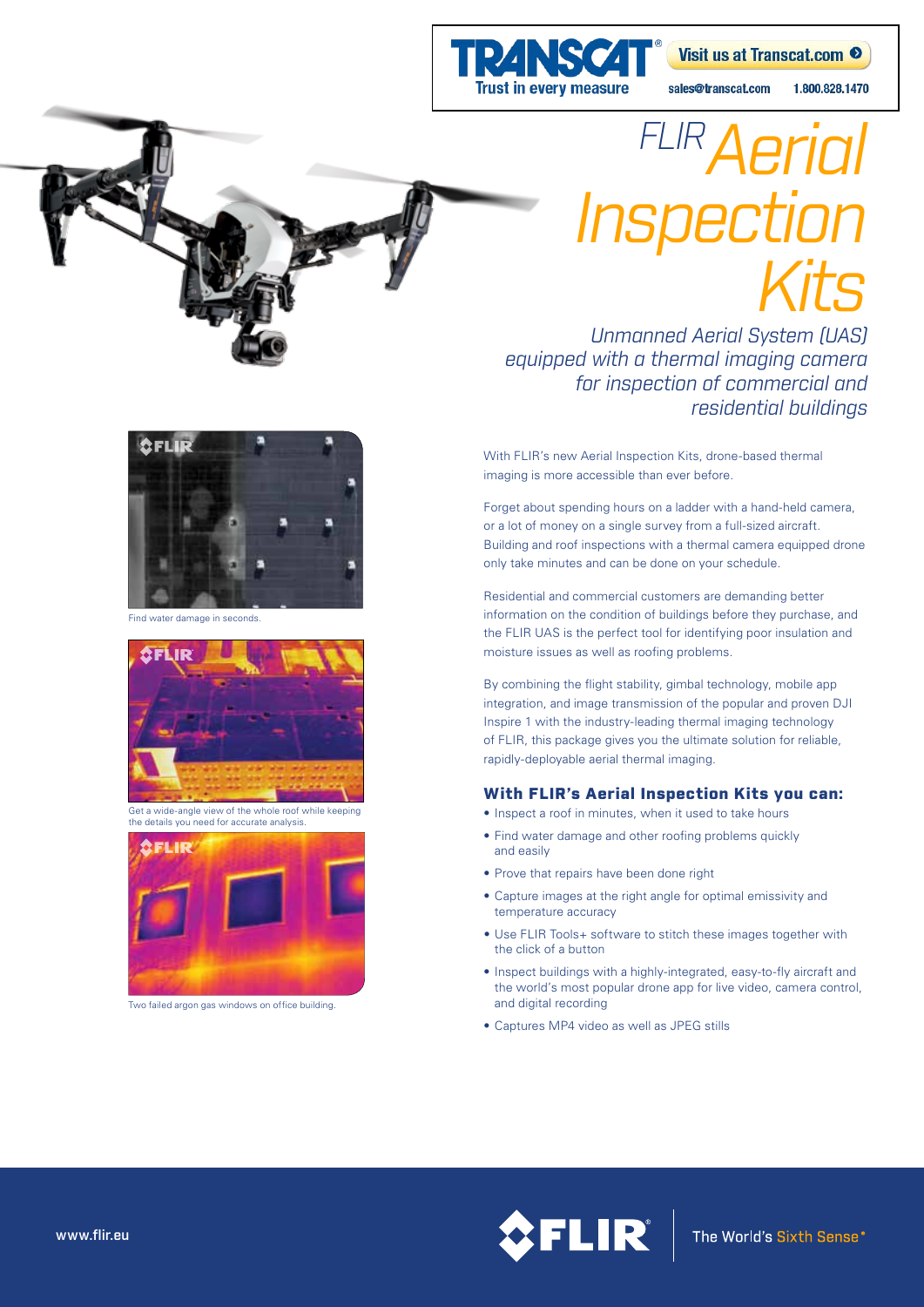**TRANSCAT** — Trust in every measure

Visit us at Transcat.com

sales@transcat.com 1.800.828.1470

# FLIR Aerial Inspection Kits

*Unmanned Aerial System (UAS) equipped with a thermal imaging camera for inspection of commercial and residential buildings*

Find water damage in seconds.

Get a wide-angle view of the whole roof while keeping the details you need for accurate analysis.

Two failed argon gas windows on office building.

With FLIR's new Aerial Inspection Kits, drone-based thermal imaging is more accessible than ever before.

Forget about spending hours on a ladder with a hand-held camera, or a lot of money on a single survey from a full-sized aircraft. Building and roof inspections with a thermal camera equipped drone only take minutes and can be done on your schedule.

Residential and commercial customers are demanding better information on the condition of buildings before they purchase, and the FLIR UAS is the perfect tool for identifying poor insulation and moisture issues as well as roofing problems.

By combining the flight stability, gimbal technology, mobile app integration, and image transmission of the popular and proven DJI Inspire 1 with the industry-leading thermal imaging technology of FLIR, this package gives you the ultimate solution for reliable, rapidly-deployable aerial thermal imaging.

## With FLIR's Aerial Inspection Kits you can:

- Inspect a roof in minutes, when it used to take hours
- Find water damage and other roofing problems quickly and easily
- Prove that repairs have been done right
- Capture images at the right angle for optimal emissivity and temperature accuracy
- Use FLIR Tools+ software to stitch these images together with the click of a button
- Inspect buildings with a highly-integrated, easy-to-fly aircraft and the world's most popular drone app for live video, camera control, and digital recording
- Captures MP4 video as well as JPEG stills

www.flir.eu

FLIR — The World's Sixth Sense®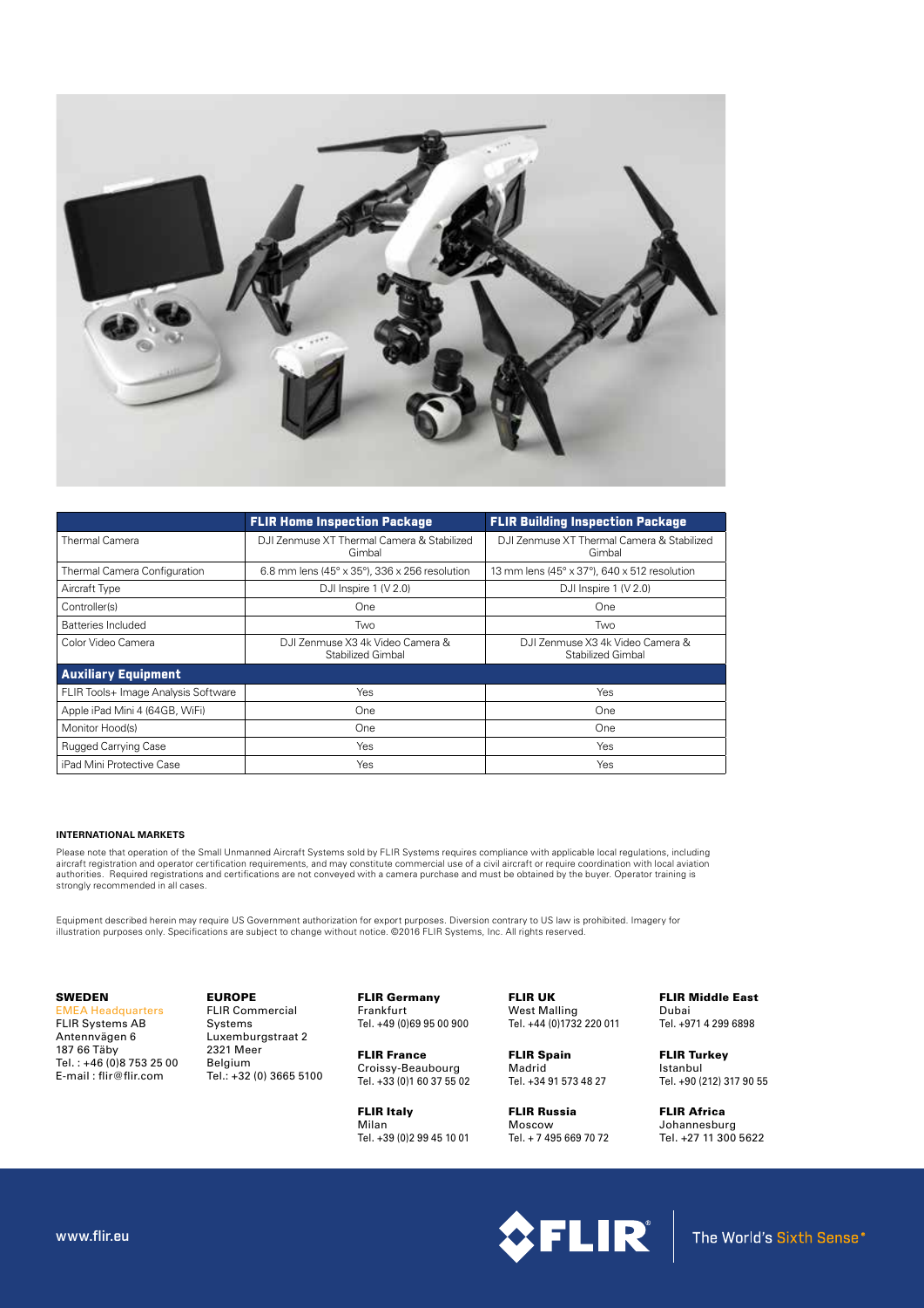| | FLIR Home Inspection Package | FLIR Building Inspection Package |
|---|---|---|
| Thermal Camera | DJI Zenmuse XT Thermal Camera & Stabilized Gimbal | DJI Zenmuse XT Thermal Camera & Stabilized Gimbal |
| Thermal Camera Configuration | 6.8 mm lens (45° x 35°), 336 x 256 resolution | 13 mm lens (45° x 37°), 640 x 512 resolution |
| Aircraft Type | DJI Inspire 1 (V 2.0) | DJI Inspire 1 (V 2.0) |
| Controller(s) | One | One |
| Batteries Included | Two | Two |
| Color Video Camera | DJI Zenmuse X3 4k Video Camera & Stabilized Gimbal | DJI Zenmuse X3 4k Video Camera & Stabilized Gimbal |
| **Auxiliary Equipment** | | |
| FLIR Tools+ Image Analysis Software | Yes | Yes |
| Apple iPad Mini 4 (64GB, WiFi) | One | One |
| Monitor Hood(s) | One | One |
| Rugged Carrying Case | Yes | Yes |
| iPad Mini Protective Case | Yes | Yes |

**INTERNATIONAL MARKETS**

Please note that operation of the Small Unmanned Aircraft Systems sold by FLIR Systems requires compliance with applicable local regulations, including aircraft registration and operator certification requirements, and may constitute commercial use of a civil aircraft or require coordination with local aviation authorities. Required registrations and certifications are not conveyed with a camera purchase and must be obtained by the buyer. Operator training is strongly recommended in all cases.

Equipment described herein may require US Government authorization for export purposes. Diversion contrary to US law is prohibited. Imagery for illustration purposes only. Specifications are subject to change without notice. ©2016 FLIR Systems, Inc. All rights reserved.

**SWEDEN**
EMEA Headquarters
FLIR Systems AB
Antennvägen 6
187 66 Täby
Tel. : +46 (0)8 753 25 00
E-mail : flir@flir.com

**EUROPE**
FLIR Commercial Systems
Luxemburgstraat 2
2321 Meer
Belgium
Tel.: +32 (0) 3665 5100

**FLIR Germany**
Frankfurt
Tel. +49 (0)69 95 00 900

**FLIR France**
Croissy-Beaubourg
Tel. +33 (0)1 60 37 55 02

**FLIR Italy**
Milan
Tel. +39 (0)2 99 45 10 01

**FLIR UK**
West Malling
Tel. +44 (0)1732 220 011

**FLIR Spain**
Madrid
Tel. +34 91 573 48 27

**FLIR Russia**
Moscow
Tel. + 7 495 669 70 72

**FLIR Middle East**
Dubai
Tel. +971 4 299 6898

**FLIR Turkey**
Istanbul
Tel. +90 (212) 317 90 55

**FLIR Africa**
Johannesburg
Tel. +27 11 300 5622

www.flir.eu

FLIR® The World's Sixth Sense®